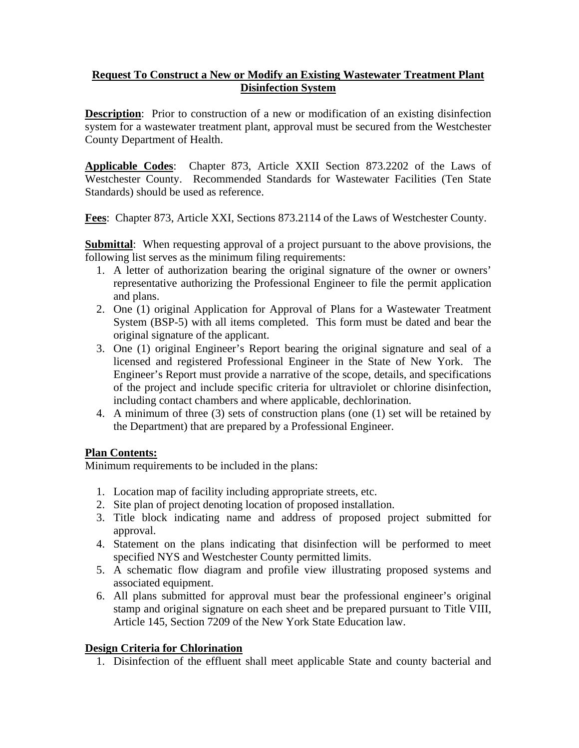# Request To Construct a New or Modify an Existing Wastewater Treatment Plant Disinfection System

**Description**: Prior to construction of a new or modification of an existing disinfection system for a wastewater treatment plant, approval must be secured from the Westchester County Department of Health.

**Applicable Codes**: Chapter 873, Article XXII Section 873.2202 of the Laws of Westchester County. Recommended Standards for Wastewater Facilities (Ten State Standards) should be used as reference.

**Fees**: Chapter 873, Article XXI, Sections 873.2114 of the Laws of Westchester County.

**Submittal**: When requesting approval of a project pursuant to the above provisions, the following list serves as the minimum filing requirements:

1. A letter of authorization bearing the original signature of the owner or owners' representative authorizing the Professional Engineer to file the permit application and plans.
2. One (1) original Application for Approval of Plans for a Wastewater Treatment System (BSP-5) with all items completed. This form must be dated and bear the original signature of the applicant.
3. One (1) original Engineer's Report bearing the original signature and seal of a licensed and registered Professional Engineer in the State of New York. The Engineer's Report must provide a narrative of the scope, details, and specifications of the project and include specific criteria for ultraviolet or chlorine disinfection, including contact chambers and where applicable, dechlorination.
4. A minimum of three (3) sets of construction plans (one (1) set will be retained by the Department) that are prepared by a Professional Engineer.

## Plan Contents:

Minimum requirements to be included in the plans:

1. Location map of facility including appropriate streets, etc.
2. Site plan of project denoting location of proposed installation.
3. Title block indicating name and address of proposed project submitted for approval.
4. Statement on the plans indicating that disinfection will be performed to meet specified NYS and Westchester County permitted limits.
5. A schematic flow diagram and profile view illustrating proposed systems and associated equipment.
6. All plans submitted for approval must bear the professional engineer's original stamp and original signature on each sheet and be prepared pursuant to Title VIII, Article 145, Section 7209 of the New York State Education law.

## Design Criteria for Chlorination

1. Disinfection of the effluent shall meet applicable State and county bacterial and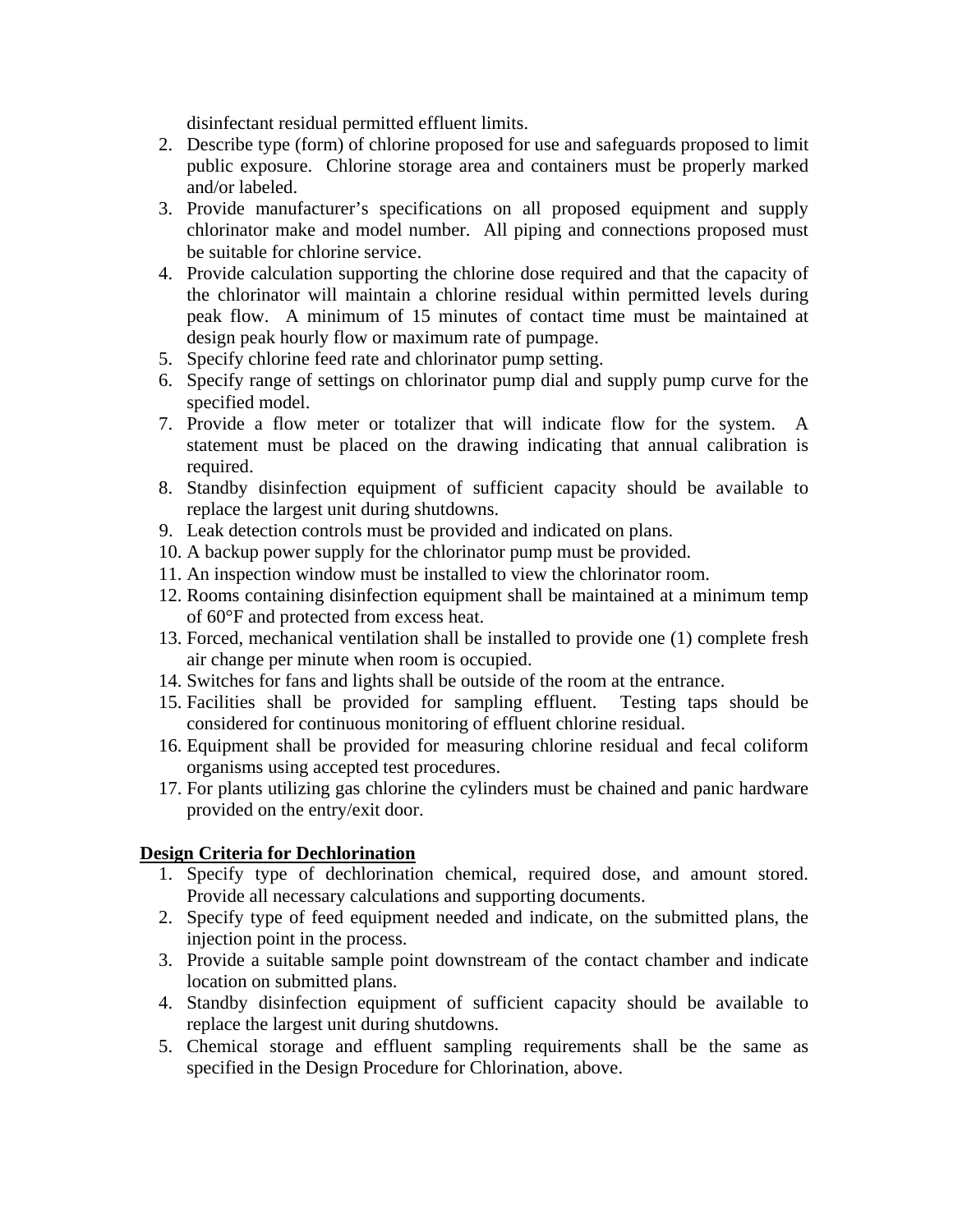disinfectant residual permitted effluent limits.

2. Describe type (form) of chlorine proposed for use and safeguards proposed to limit public exposure. Chlorine storage area and containers must be properly marked and/or labeled.
3. Provide manufacturer's specifications on all proposed equipment and supply chlorinator make and model number. All piping and connections proposed must be suitable for chlorine service.
4. Provide calculation supporting the chlorine dose required and that the capacity of the chlorinator will maintain a chlorine residual within permitted levels during peak flow. A minimum of 15 minutes of contact time must be maintained at design peak hourly flow or maximum rate of pumpage.
5. Specify chlorine feed rate and chlorinator pump setting.
6. Specify range of settings on chlorinator pump dial and supply pump curve for the specified model.
7. Provide a flow meter or totalizer that will indicate flow for the system. A statement must be placed on the drawing indicating that annual calibration is required.
8. Standby disinfection equipment of sufficient capacity should be available to replace the largest unit during shutdowns.
9. Leak detection controls must be provided and indicated on plans.
10. A backup power supply for the chlorinator pump must be provided.
11. An inspection window must be installed to view the chlorinator room.
12. Rooms containing disinfection equipment shall be maintained at a minimum temp of 60°F and protected from excess heat.
13. Forced, mechanical ventilation shall be installed to provide one (1) complete fresh air change per minute when room is occupied.
14. Switches for fans and lights shall be outside of the room at the entrance.
15. Facilities shall be provided for sampling effluent. Testing taps should be considered for continuous monitoring of effluent chlorine residual.
16. Equipment shall be provided for measuring chlorine residual and fecal coliform organisms using accepted test procedures.
17. For plants utilizing gas chlorine the cylinders must be chained and panic hardware provided on the entry/exit door.

**Design Criteria for Dechlorination**

1. Specify type of dechlorination chemical, required dose, and amount stored. Provide all necessary calculations and supporting documents.
2. Specify type of feed equipment needed and indicate, on the submitted plans, the injection point in the process.
3. Provide a suitable sample point downstream of the contact chamber and indicate location on submitted plans.
4. Standby disinfection equipment of sufficient capacity should be available to replace the largest unit during shutdowns.
5. Chemical storage and effluent sampling requirements shall be the same as specified in the Design Procedure for Chlorination, above.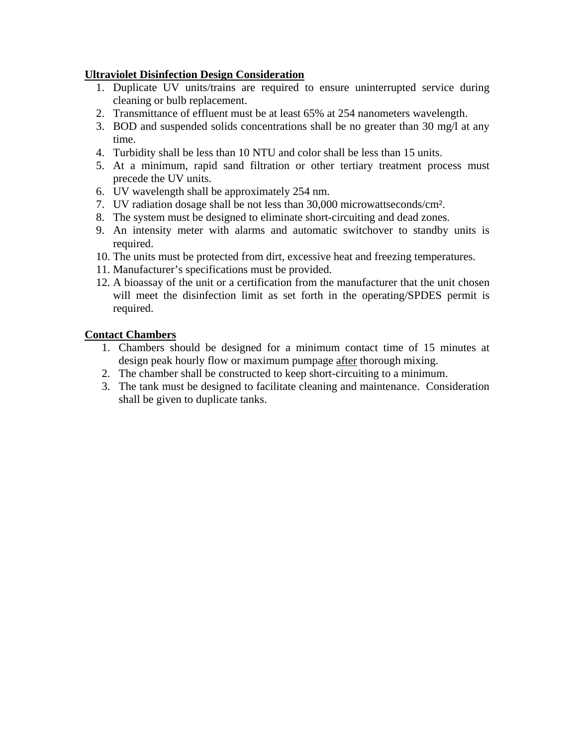**<u>Ultraviolet Disinfection Design Consideration</u>**

1. Duplicate UV units/trains are required to ensure uninterrupted service during cleaning or bulb replacement.
2. Transmittance of effluent must be at least 65% at 254 nanometers wavelength.
3. BOD and suspended solids concentrations shall be no greater than 30 mg/l at any time.
4. Turbidity shall be less than 10 NTU and color shall be less than 15 units.
5. At a minimum, rapid sand filtration or other tertiary treatment process must precede the UV units.
6. UV wavelength shall be approximately 254 nm.
7. UV radiation dosage shall be not less than 30,000 microwattseconds/$cm^2$.
8. The system must be designed to eliminate short-circuiting and dead zones.
9. An intensity meter with alarms and automatic switchover to standby units is required.
10. The units must be protected from dirt, excessive heat and freezing temperatures.
11. Manufacturer's specifications must be provided.
12. A bioassay of the unit or a certification from the manufacturer that the unit chosen will meet the disinfection limit as set forth in the operating/SPDES permit is required.

**<u>Contact Chambers</u>**

1. Chambers should be designed for a minimum contact time of 15 minutes at design peak hourly flow or maximum pumpage <u>after</u> thorough mixing.
2. The chamber shall be constructed to keep short-circuiting to a minimum.
3. The tank must be designed to facilitate cleaning and maintenance. Consideration shall be given to duplicate tanks.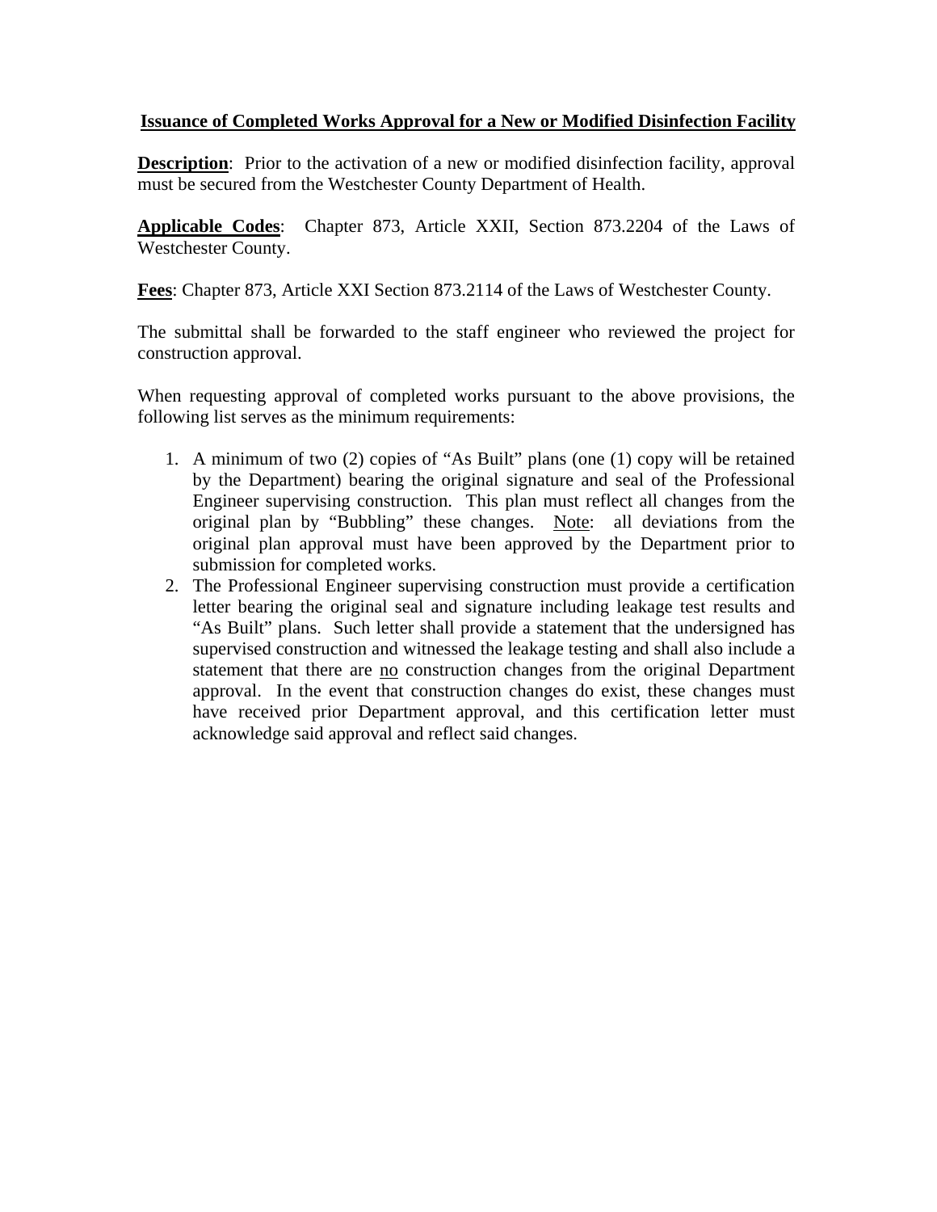## Issuance of Completed Works Approval for a New or Modified Disinfection Facility

**Description**: Prior to the activation of a new or modified disinfection facility, approval must be secured from the Westchester County Department of Health.

**Applicable Codes**: Chapter 873, Article XXII, Section 873.2204 of the Laws of Westchester County.

**Fees**: Chapter 873, Article XXI Section 873.2114 of the Laws of Westchester County.

The submittal shall be forwarded to the staff engineer who reviewed the project for construction approval.

When requesting approval of completed works pursuant to the above provisions, the following list serves as the minimum requirements:

1. A minimum of two (2) copies of "As Built" plans (one (1) copy will be retained by the Department) bearing the original signature and seal of the Professional Engineer supervising construction. This plan must reflect all changes from the original plan by "Bubbling" these changes. Note: all deviations from the original plan approval must have been approved by the Department prior to submission for completed works.
2. The Professional Engineer supervising construction must provide a certification letter bearing the original seal and signature including leakage test results and "As Built" plans. Such letter shall provide a statement that the undersigned has supervised construction and witnessed the leakage testing and shall also include a statement that there are no construction changes from the original Department approval. In the event that construction changes do exist, these changes must have received prior Department approval, and this certification letter must acknowledge said approval and reflect said changes.